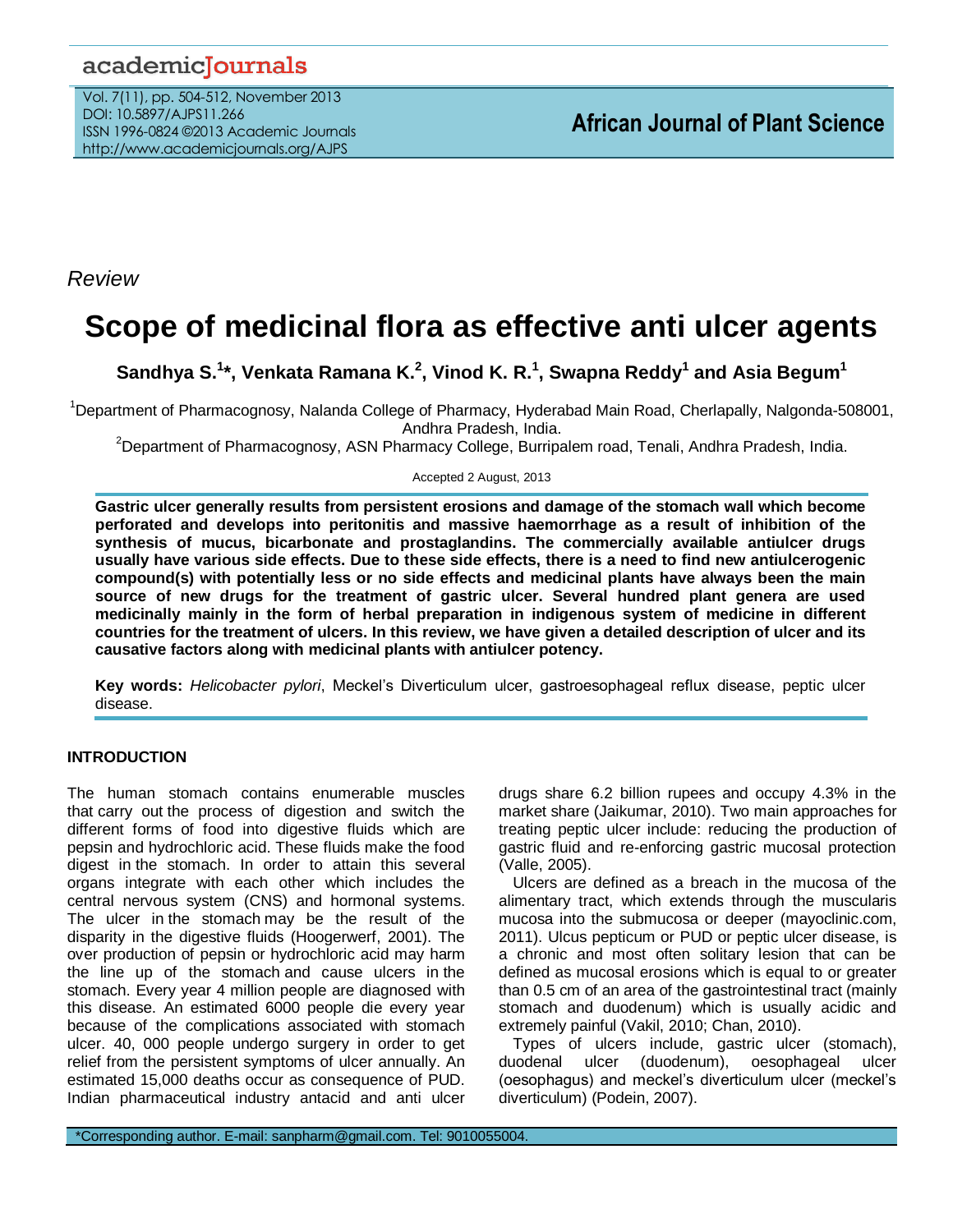*Review*

# Scope of medicinal flora as effective anti ulcer agents

**Sandhya S.[1]*, Venkata Ramana K.[2], Vinod K. R.[1], Swapna Reddy[1] and Asia Begum[1]**

[1]Department of Pharmacognosy, Nalanda College of Pharmacy, Hyderabad Main Road, Cherlapally, Nalgonda-508001, Andhra Pradesh, India.

[2]Department of Pharmacognosy, ASN Pharmacy College, Burripalem road, Tenali, Andhra Pradesh, India.

Accepted 2 August, 2013

**Gastric ulcer generally results from persistent erosions and damage of the stomach wall which become perforated and develops into peritonitis and massive haemorrhage as a result of inhibition of the synthesis of mucus, bicarbonate and prostaglandins. The commercially available antiulcer drugs usually have various side effects. Due to these side effects, there is a need to find new antiulcerogenic compound(s) with potentially less or no side effects and medicinal plants have always been the main source of new drugs for the treatment of gastric ulcer. Several hundred plant genera are used medicinally mainly in the form of herbal preparation in indigenous system of medicine in different countries for the treatment of ulcers. In this review, we have given a detailed description of ulcer and its causative factors along with medicinal plants with antiulcer potency.**

**Key words:** *Helicobacter pylori*, Meckel's Diverticulum ulcer, gastroesophageal reflux disease, peptic ulcer disease.

## INTRODUCTION

The human stomach contains enumerable muscles that carry out the process of digestion and switch the different forms of food into digestive fluids which are pepsin and hydrochloric acid. These fluids make the food digest in the stomach. In order to attain this several organs integrate with each other which includes the central nervous system (CNS) and hormonal systems. The ulcer in the stomach may be the result of the disparity in the digestive fluids (Hoogerwerf, 2001). The over production of pepsin or hydrochloric acid may harm the line up of the stomach and cause ulcers in the stomach. Every year 4 million people are diagnosed with this disease. An estimated 6000 people die every year because of the complications associated with stomach ulcer. 40, 000 people undergo surgery in order to get relief from the persistent symptoms of ulcer annually. An estimated 15,000 deaths occur as consequence of PUD. Indian pharmaceutical industry antacid and anti ulcer drugs share 6.2 billion rupees and occupy 4.3% in the market share (Jaikumar, 2010). Two main approaches for treating peptic ulcer include: reducing the production of gastric fluid and re-enforcing gastric mucosal protection (Valle, 2005).

Ulcers are defined as a breach in the mucosa of the alimentary tract, which extends through the muscularis mucosa into the submucosa or deeper (mayoclinic.com, 2011). Ulcus pepticum or PUD or peptic ulcer disease, is a chronic and most often solitary lesion that can be defined as mucosal erosions which is equal to or greater than 0.5 cm of an area of the gastrointestinal tract (mainly stomach and duodenum) which is usually acidic and extremely painful (Vakil, 2010; Chan, 2010).

Types of ulcers include, gastric ulcer (stomach), duodenal ulcer (duodenum), oesophageal ulcer (oesophagus) and meckel's diverticulum ulcer (meckel's diverticulum) (Podein, 2007).

*Corresponding author. E-mail: sanpharm@gmail.com. Tel: 9010055004.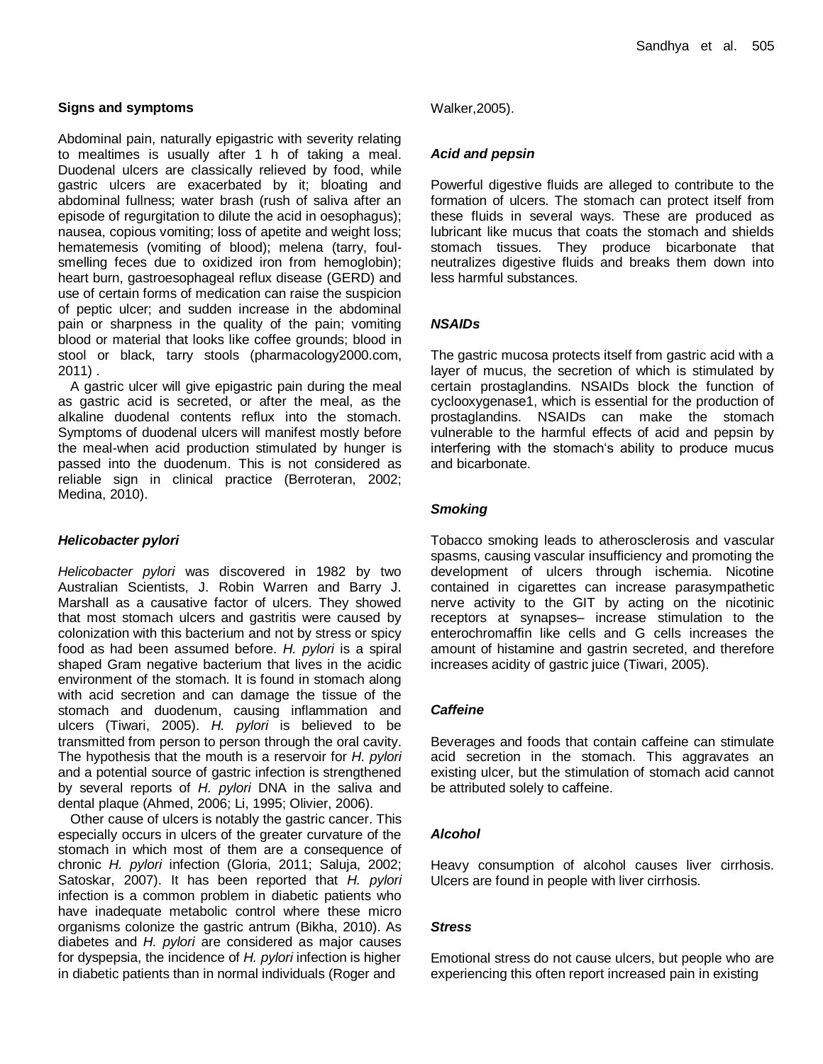### Signs and symptoms

Abdominal pain, naturally epigastric with severity relating to mealtimes is usually after 1 h of taking a meal. Duodenal ulcers are classically relieved by food, while gastric ulcers are exacerbated by it; bloating and abdominal fullness; water brash (rush of saliva after an episode of regurgitation to dilute the acid in oesophagus); nausea, copious vomiting; loss of apetite and weight loss; hematemesis (vomiting of blood); melena (tarry, foul-smelling feces due to oxidized iron from hemoglobin); heart burn, gastroesophageal reflux disease (GERD) and use of certain forms of medication can raise the suspicion of peptic ulcer; and sudden increase in the abdominal pain or sharpness in the quality of the pain; vomiting blood or material that looks like coffee grounds; blood in stool or black, tarry stools (pharmacology2000.com, 2011) .

A gastric ulcer will give epigastric pain during the meal as gastric acid is secreted, or after the meal, as the alkaline duodenal contents reflux into the stomach. Symptoms of duodenal ulcers will manifest mostly before the meal-when acid production stimulated by hunger is passed into the duodenum. This is not considered as reliable sign in clinical practice (Berroteran, 2002; Medina, 2010).

### *Helicobacter pylori*

*Helicobacter pylori* was discovered in 1982 by two Australian Scientists, J. Robin Warren and Barry J. Marshall as a causative factor of ulcers. They showed that most stomach ulcers and gastritis were caused by colonization with this bacterium and not by stress or spicy food as had been assumed before. *H. pylori* is a spiral shaped Gram negative bacterium that lives in the acidic environment of the stomach. It is found in stomach along with acid secretion and can damage the tissue of the stomach and duodenum, causing inflammation and ulcers (Tiwari, 2005). *H. pylori* is believed to be transmitted from person to person through the oral cavity. The hypothesis that the mouth is a reservoir for *H. pylori* and a potential source of gastric infection is strengthened by several reports of *H. pylori* DNA in the saliva and dental plaque (Ahmed, 2006; Li, 1995; Olivier, 2006).

Other cause of ulcers is notably the gastric cancer. This especially occurs in ulcers of the greater curvature of the stomach in which most of them are a consequence of chronic *H. pylori* infection (Gloria, 2011; Saluja, 2002; Satoskar, 2007). It has been reported that *H. pylori* infection is a common problem in diabetic patients who have inadequate metabolic control where these micro organisms colonize the gastric antrum (Bikha, 2010). As diabetes and *H. pylori* are considered as major causes for dyspepsia, the incidence of *H. pylori* infection is higher in diabetic patients than in normal individuals (Roger and Walker,2005).

### *Acid and pepsin*

Powerful digestive fluids are alleged to contribute to the formation of ulcers. The stomach can protect itself from these fluids in several ways. These are produced as lubricant like mucus that coats the stomach and shields stomach tissues. They produce bicarbonate that neutralizes digestive fluids and breaks them down into less harmful substances.

### *NSAIDs*

The gastric mucosa protects itself from gastric acid with a layer of mucus, the secretion of which is stimulated by certain prostaglandins. NSAIDs block the function of cyclooxygenase1, which is essential for the production of prostaglandins. NSAIDs can make the stomach vulnerable to the harmful effects of acid and pepsin by interfering with the stomach's ability to produce mucus and bicarbonate.

### *Smoking*

Tobacco smoking leads to atherosclerosis and vascular spasms, causing vascular insufficiency and promoting the development of ulcers through ischemia. Nicotine contained in cigarettes can increase parasympathetic nerve activity to the GIT by acting on the nicotinic receptors at synapses– increase stimulation to the enterochromaffin like cells and G cells increases the amount of histamine and gastrin secreted, and therefore increases acidity of gastric juice (Tiwari, 2005).

### *Caffeine*

Beverages and foods that contain caffeine can stimulate acid secretion in the stomach. This aggravates an existing ulcer, but the stimulation of stomach acid cannot be attributed solely to caffeine.

### *Alcohol*

Heavy consumption of alcohol causes liver cirrhosis. Ulcers are found in people with liver cirrhosis.

### *Stress*

Emotional stress do not cause ulcers, but people who are experiencing this often report increased pain in existing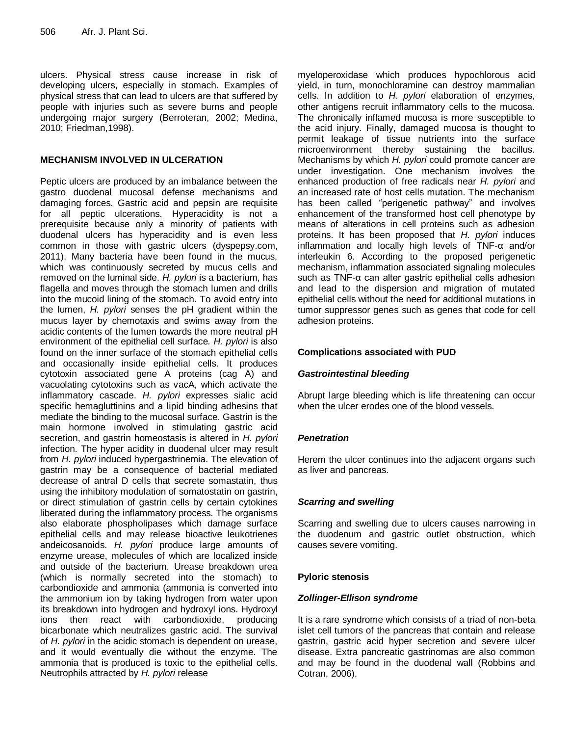ulcers. Physical stress cause increase in risk of developing ulcers, especially in stomach. Examples of physical stress that can lead to ulcers are that suffered by people with injuries such as severe burns and people undergoing major surgery (Berroteran, 2002; Medina, 2010; Friedman,1998).

## MECHANISM INVOLVED IN ULCERATION

Peptic ulcers are produced by an imbalance between the gastro duodenal mucosal defense mechanisms and damaging forces. Gastric acid and pepsin are requisite for all peptic ulcerations. Hyperacidity is not a prerequisite because only a minority of patients with duodenal ulcers has hyperacidity and is even less common in those with gastric ulcers (dyspepsy.com, 2011). Many bacteria have been found in the mucus, which was continuously secreted by mucus cells and removed on the luminal side. *H. pylori* is a bacterium, has flagella and moves through the stomach lumen and drills into the mucoid lining of the stomach. To avoid entry into the lumen, *H. pylori* senses the pH gradient within the mucus layer by chemotaxis and swims away from the acidic contents of the lumen towards the more neutral pH environment of the epithelial cell surface. *H. pylori* is also found on the inner surface of the stomach epithelial cells and occasionally inside epithelial cells. It produces cytotoxin associated gene A proteins (cag A) and vacuolating cytotoxins such as vacA, which activate the inflammatory cascade. *H. pylori* expresses sialic acid specific hemagluttinins and a lipid binding adhesins that mediate the binding to the mucosal surface. Gastrin is the main hormone involved in stimulating gastric acid secretion, and gastrin homeostasis is altered in *H. pylori* infection. The hyper acidity in duodenal ulcer may result from *H. pylori* induced hypergastrinemia. The elevation of gastrin may be a consequence of bacterial mediated decrease of antral D cells that secrete somastatin, thus using the inhibitory modulation of somatostatin on gastrin, or direct stimulation of gastrin cells by certain cytokines liberated during the inflammatory process. The organisms also elaborate phospholipases which damage surface epithelial cells and may release bioactive leukotrienes andeicosanoids. *H. pylori* produce large amounts of enzyme urease, molecules of which are localized inside and outside of the bacterium. Urease breakdown urea (which is normally secreted into the stomach) to carbondioxide and ammonia (ammonia is converted into the ammonium ion by taking hydrogen from water upon its breakdown into hydrogen and hydroxyl ions. Hydroxyl ions then react with carbondioxide, producing bicarbonate which neutralizes gastric acid. The survival of *H. pylori* in the acidic stomach is dependent on urease, and it would eventually die without the enzyme. The ammonia that is produced is toxic to the epithelial cells. Neutrophils attracted by *H. pylori* release myeloperoxidase which produces hypochlorous acid yield, in turn, monochloramine can destroy mammalian cells. In addition to *H. pylori* elaboration of enzymes, other antigens recruit inflammatory cells to the mucosa. The chronically inflamed mucosa is more susceptible to the acid injury. Finally, damaged mucosa is thought to permit leakage of tissue nutrients into the surface microenvironment thereby sustaining the bacillus. Mechanisms by which *H. pylori* could promote cancer are under investigation. One mechanism involves the enhanced production of free radicals near *H. pylori* and an increased rate of host cells mutation. The mechanism has been called "perigenetic pathway" and involves enhancement of the transformed host cell phenotype by means of alterations in cell proteins such as adhesion proteins. It has been proposed that *H. pylori* induces inflammation and locally high levels of TNF-α and/or interleukin 6. According to the proposed perigenetic mechanism, inflammation associated signaling molecules such as TNF-α can alter gastric epithelial cells adhesion and lead to the dispersion and migration of mutated epithelial cells without the need for additional mutations in tumor suppressor genes such as genes that code for cell adhesion proteins.

### Complications associated with PUD

#### *Gastrointestinal bleeding*

Abrupt large bleeding which is life threatening can occur when the ulcer erodes one of the blood vessels.

#### *Penetration*

Herem the ulcer continues into the adjacent organs such as liver and pancreas.

#### *Scarring and swelling*

Scarring and swelling due to ulcers causes narrowing in the duodenum and gastric outlet obstruction, which causes severe vomiting.

### Pyloric stenosis

#### *Zollinger-Ellison syndrome*

It is a rare syndrome which consists of a triad of non-beta islet cell tumors of the pancreas that contain and release gastrin, gastric acid hyper secretion and severe ulcer disease. Extra pancreatic gastrinomas are also common and may be found in the duodenal wall (Robbins and Cotran, 2006).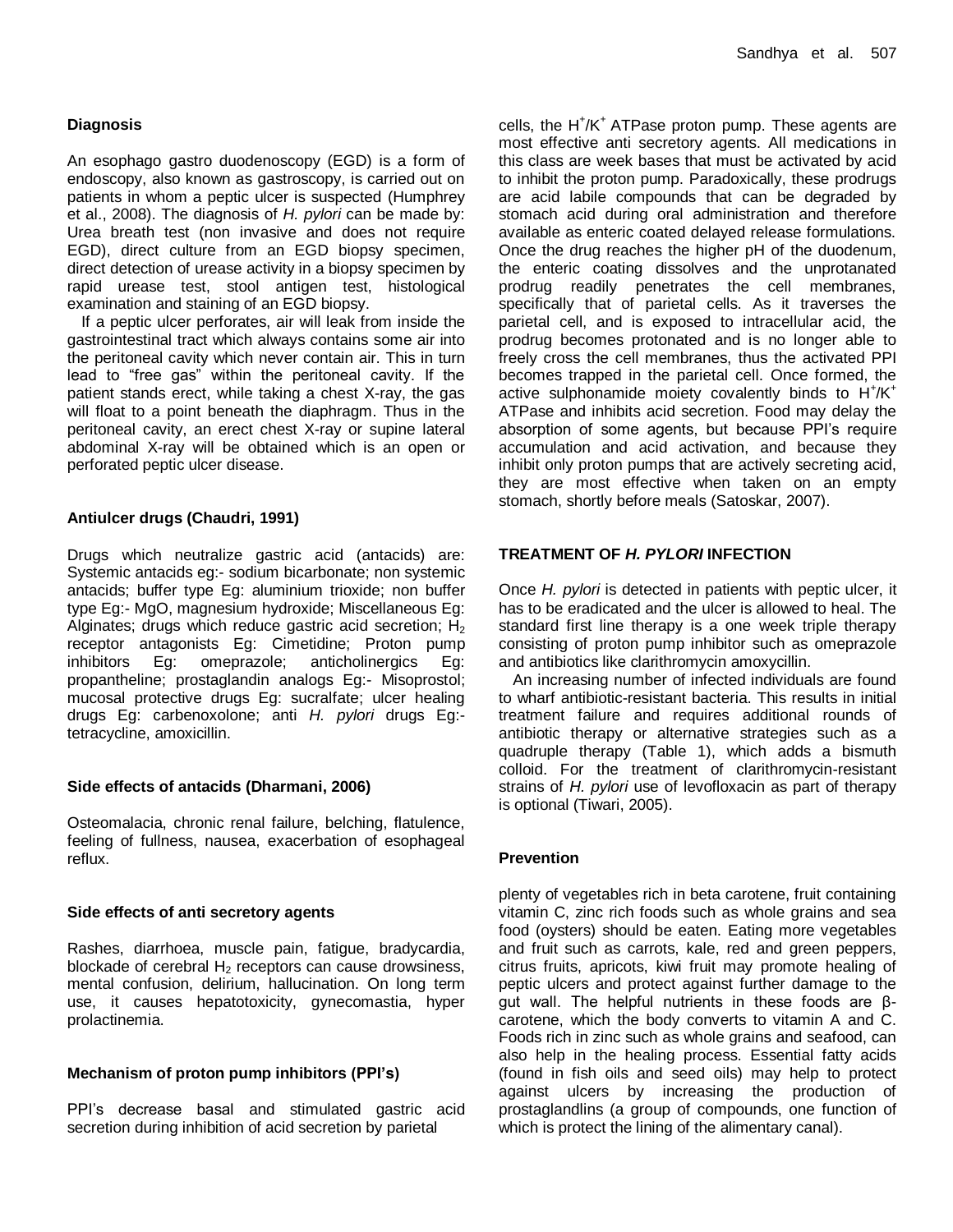### Diagnosis

An esophago gastro duodenoscopy (EGD) is a form of endoscopy, also known as gastroscopy, is carried out on patients in whom a peptic ulcer is suspected (Humphrey et al., 2008). The diagnosis of *H. pylori* can be made by: Urea breath test (non invasive and does not require EGD), direct culture from an EGD biopsy specimen, direct detection of urease activity in a biopsy specimen by rapid urease test, stool antigen test, histological examination and staining of an EGD biopsy.

If a peptic ulcer perforates, air will leak from inside the gastrointestinal tract which always contains some air into the peritoneal cavity which never contain air. This in turn lead to "free gas" within the peritoneal cavity. If the patient stands erect, while taking a chest X-ray, the gas will float to a point beneath the diaphragm. Thus in the peritoneal cavity, an erect chest X-ray or supine lateral abdominal X-ray will be obtained which is an open or perforated peptic ulcer disease.

### Antiulcer drugs (Chaudri, 1991)

Drugs which neutralize gastric acid (antacids) are: Systemic antacids eg:- sodium bicarbonate; non systemic antacids; buffer type Eg: aluminium trioxide; non buffer type Eg:- MgO, magnesium hydroxide; Miscellaneous Eg: Alginates; drugs which reduce gastric acid secretion; $H_2$ receptor antagonists Eg: Cimetidine; Proton pump inhibitors Eg: omeprazole; anticholinergics Eg: propantheline; prostaglandin analogs Eg:- Misoprostol; mucosal protective drugs Eg: sucralfate; ulcer healing drugs Eg: carbenoxolone; anti *H. pylori* drugs Eg:- tetracycline, amoxicillin.

### Side effects of antacids (Dharmani, 2006)

Osteomalacia, chronic renal failure, belching, flatulence, feeling of fullness, nausea, exacerbation of esophageal reflux.

### Side effects of anti secretory agents

Rashes, diarrhoea, muscle pain, fatigue, bradycardia, blockade of cerebral $H_2$ receptors can cause drowsiness, mental confusion, delirium, hallucination. On long term use, it causes hepatotoxicity, gynecomastia, hyper prolactinemia.

### Mechanism of proton pump inhibitors (PPI's)

PPI's decrease basal and stimulated gastric acid secretion during inhibition of acid secretion by parietal cells, the $H^+/K^+$ ATPase proton pump. These agents are most effective anti secretory agents. All medications in this class are week bases that must be activated by acid to inhibit the proton pump. Paradoxically, these prodrugs are acid labile compounds that can be degraded by stomach acid during oral administration and therefore available as enteric coated delayed release formulations. Once the drug reaches the higher pH of the duodenum, the enteric coating dissolves and the unprotanated prodrug readily penetrates the cell membranes, specifically that of parietal cells. As it traverses the parietal cell, and is exposed to intracellular acid, the prodrug becomes protonated and is no longer able to freely cross the cell membranes, thus the activated PPI becomes trapped in the parietal cell. Once formed, the active sulphonamide moiety covalently binds to $H^+/K^+$ ATPase and inhibits acid secretion. Food may delay the absorption of some agents, but because PPI's require accumulation and acid activation, and because they inhibit only proton pumps that are actively secreting acid, they are most effective when taken on an empty stomach, shortly before meals (Satoskar, 2007).

## TREATMENT OF *H. PYLORI* INFECTION

Once *H. pylori* is detected in patients with peptic ulcer, it has to be eradicated and the ulcer is allowed to heal. The standard first line therapy is a one week triple therapy consisting of proton pump inhibitor such as omeprazole and antibiotics like clarithromycin amoxycillin.

An increasing number of infected individuals are found to wharf antibiotic-resistant bacteria. This results in initial treatment failure and requires additional rounds of antibiotic therapy or alternative strategies such as a quadruple therapy (Table 1), which adds a bismuth colloid. For the treatment of clarithromycin-resistant strains of *H. pylori* use of levofloxacin as part of therapy is optional (Tiwari, 2005).

### Prevention

plenty of vegetables rich in beta carotene, fruit containing vitamin C, zinc rich foods such as whole grains and sea food (oysters) should be eaten. Eating more vegetables and fruit such as carrots, kale, red and green peppers, citrus fruits, apricots, kiwi fruit may promote healing of peptic ulcers and protect against further damage to the gut wall. The helpful nutrients in these foods are β-carotene, which the body converts to vitamin A and C. Foods rich in zinc such as whole grains and seafood, can also help in the healing process. Essential fatty acids (found in fish oils and seed oils) may help to protect against ulcers by increasing the production of prostaglandlins (a group of compounds, one function of which is protect the lining of the alimentary canal).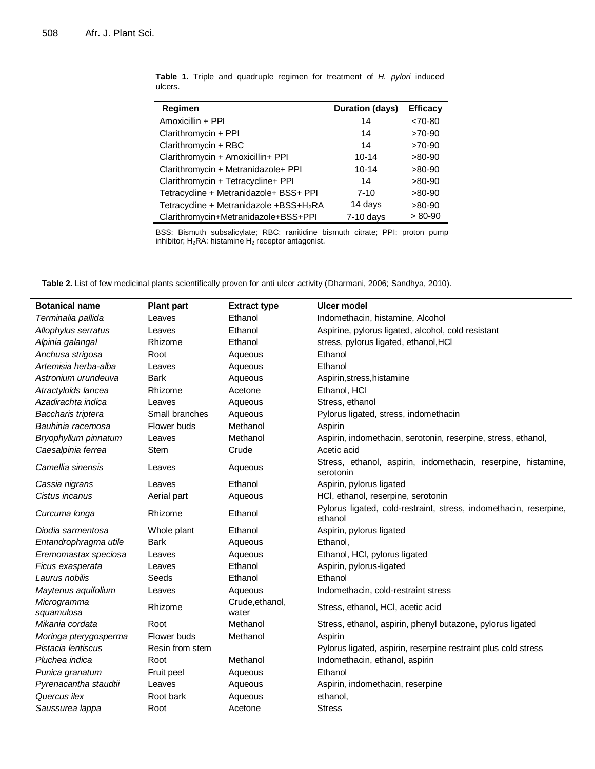**Table 1.** Triple and quadruple regimen for treatment of *H. pylori* induced ulcers.

| Regimen | Duration (days) | Efficacy |
|---|---|---|
| Amoxicillin + PPI | 14 | <70-80 |
| Clarithromycin + PPI | 14 | >70-90 |
| Clarithromycin + RBC | 14 | >70-90 |
| Clarithromycin + Amoxicillin+ PPI | 10-14 | >80-90 |
| Clarithromycin + Metranidazole+ PPI | 10-14 | >80-90 |
| Clarithromycin + Tetracycline+ PPI | 14 | >80-90 |
| Tetracycline + Metranidazole+ BSS+ PPI | 7-10 | >80-90 |
| Tetracycline + Metranidazole +BSS+$H_2$RA | 14 days | >80-90 |
| Clarithromycin+Metranidazole+BSS+PPI | 7-10 days | > 80-90 |

BSS: Bismuth subsalicylate; RBC: ranitidine bismuth citrate; PPI: proton pump inhibitor; $H_2$RA: histamine $H_2$ receptor antagonist.

**Table 2.** List of few medicinal plants scientifically proven for anti ulcer activity (Dharmani, 2006; Sandhya, 2010).

| Botanical name | Plant part | Extract type | Ulcer model |
|---|---|---|---|
| *Terminalia pallida* | Leaves | Ethanol | Indomethacin, histamine, Alcohol |
| *Allophylus serratus* | Leaves | Ethanol | Aspirine, pylorus ligated, alcohol, cold resistant |
| *Alpinia galangal* | Rhizome | Ethanol | stress, pylorus ligated, ethanol,HCl |
| *Anchusa strigosa* | Root | Aqueous | Ethanol |
| *Artemisia herba-alba* | Leaves | Aqueous | Ethanol |
| *Astronium urundeuva* | Bark | Aqueous | Aspirin,stress,histamine |
| *Atractyloids lancea* | Rhizome | Acetone | Ethanol, HCl |
| *Azadirachta indica* | Leaves | Aqueous | Stress, ethanol |
| *Baccharis triptera* | Small branches | Aqueous | Pylorus ligated, stress, indomethacin |
| *Bauhinia racemosa* | Flower buds | Methanol | Aspirin |
| *Bryophyllum pinnatum* | Leaves | Methanol | Aspirin, indomethacin, serotonin, reserpine, stress, ethanol, |
| *Caesalpinia ferrea* | Stem | Crude | Acetic acid |
| *Camellia sinensis* | Leaves | Aqueous | Stress, ethanol, aspirin, indomethacin, reserpine, histamine, serotonin |
| *Cassia nigrans* | Leaves | Ethanol | Aspirin, pylorus ligated |
| *Cistus incanus* | Aerial part | Aqueous | HCl, ethanol, reserpine, serotonin |
| *Curcuma longa* | Rhizome | Ethanol | Pylorus ligated, cold-restraint, stress, indomethacin, reserpine, ethanol |
| *Diodia sarmentosa* | Whole plant | Ethanol | Aspirin, pylorus ligated |
| *Entandrophragma utile* | Bark | Aqueous | Ethanol, |
| *Eremomastax speciosa* | Leaves | Aqueous | Ethanol, HCl, pylorus ligated |
| *Ficus exasperata* | Leaves | Ethanol | Aspirin, pylorus-ligated |
| *Laurus nobilis* | Seeds | Ethanol | Ethanol |
| *Maytenus aquifolium* | Leaves | Aqueous | Indomethacin, cold-restraint stress |
| *Microgramma squamulosa* | Rhizome | Crude,ethanol, water | Stress, ethanol, HCl, acetic acid |
| *Mikania cordata* | Root | Methanol | Stress, ethanol, aspirin, phenyl butazone, pylorus ligated |
| *Moringa pterygosperma* | Flower buds | Methanol | Aspirin |
| *Pistacia lentiscus* | Resin from stem | | Pylorus ligated, aspirin, reserpine restraint plus cold stress |
| *Pluchea indica* | Root | Methanol | Indomethacin, ethanol, aspirin |
| *Punica granatum* | Fruit peel | Aqueous | Ethanol |
| *Pyrenacantha staudtii* | Leaves | Aqueous | Aspirin, indomethacin, reserpine |
| *Quercus ilex* | Root bark | Aqueous | ethanol, |
| *Saussurea lappa* | Root | Acetone | Stress |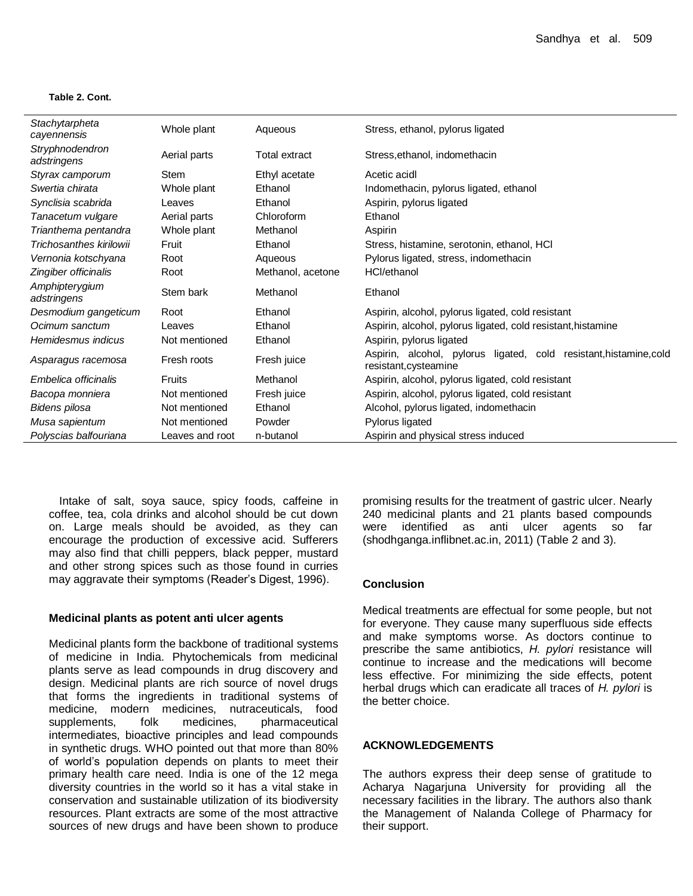**Table 2. Cont.**

| | | | |
|---|---|---|---|
| *Stachytarpheta cayennensis* | Whole plant | Aqueous | Stress, ethanol, pylorus ligated |
| *Stryphnodendron adstringens* | Aerial parts | Total extract | Stress,ethanol, indomethacin |
| *Styrax camporum* | Stem | Ethyl acetate | Acetic acidl |
| *Swertia chirata* | Whole plant | Ethanol | Indomethacin, pylorus ligated, ethanol |
| *Synclisia scabrida* | Leaves | Ethanol | Aspirin, pylorus ligated |
| *Tanacetum vulgare* | Aerial parts | Chloroform | Ethanol |
| *Trianthema pentandra* | Whole plant | Methanol | Aspirin |
| *Trichosanthes kirilowii* | Fruit | Ethanol | Stress, histamine, serotonin, ethanol, HCl |
| *Vernonia kotschyana* | Root | Aqueous | Pylorus ligated, stress, indomethacin |
| *Zingiber officinalis* | Root | Methanol, acetone | HCl/ethanol |
| *Amphipterygium adstringens* | Stem bark | Methanol | Ethanol |
| *Desmodium gangeticum* | Root | Ethanol | Aspirin, alcohol, pylorus ligated, cold resistant |
| *Ocimum sanctum* | Leaves | Ethanol | Aspirin, alcohol, pylorus ligated, cold resistant,histamine |
| *Hemidesmus indicus* | Not mentioned | Ethanol | Aspirin, pylorus ligated |
| *Asparagus racemosa* | Fresh roots | Fresh juice | Aspirin, alcohol, pylorus ligated, cold resistant,histamine,cold resistant,cysteamine |
| *Embelica officinalis* | Fruits | Methanol | Aspirin, alcohol, pylorus ligated, cold resistant |
| *Bacopa monniera* | Not mentioned | Fresh juice | Aspirin, alcohol, pylorus ligated, cold resistant |
| *Bidens pilosa* | Not mentioned | Ethanol | Alcohol, pylorus ligated, indomethacin |
| *Musa sapientum* | Not mentioned | Powder | Pylorus ligated |
| *Polyscias balfouriana* | Leaves and root | n-butanol | Aspirin and physical stress induced |

Intake of salt, soya sauce, spicy foods, caffeine in coffee, tea, cola drinks and alcohol should be cut down on. Large meals should be avoided, as they can encourage the production of excessive acid. Sufferers may also find that chilli peppers, black pepper, mustard and other strong spices such as those found in curries may aggravate their symptoms (Reader's Digest, 1996).

### Medicinal plants as potent anti ulcer agents

Medicinal plants form the backbone of traditional systems of medicine in India. Phytochemicals from medicinal plants serve as lead compounds in drug discovery and design. Medicinal plants are rich source of novel drugs that forms the ingredients in traditional systems of medicine, modern medicines, nutraceuticals, food supplements, folk medicines, pharmaceutical intermediates, bioactive principles and lead compounds in synthetic drugs. WHO pointed out that more than 80% of world's population depends on plants to meet their primary health care need. India is one of the 12 mega diversity countries in the world so it has a vital stake in conservation and sustainable utilization of its biodiversity resources. Plant extracts are some of the most attractive sources of new drugs and have been shown to produce promising results for the treatment of gastric ulcer. Nearly 240 medicinal plants and 21 plants based compounds were identified as anti ulcer agents so far (shodhganga.inflibnet.ac.in, 2011) (Table 2 and 3).

## Conclusion

Medical treatments are effectual for some people, but not for everyone. They cause many superfluous side effects and make symptoms worse. As doctors continue to prescribe the same antibiotics, *H. pylori* resistance will continue to increase and the medications will become less effective. For minimizing the side effects, potent herbal drugs which can eradicate all traces of *H. pylori* is the better choice.

## ACKNOWLEDGEMENTS

The authors express their deep sense of gratitude to Acharya Nagarjuna University for providing all the necessary facilities in the library. The authors also thank the Management of Nalanda College of Pharmacy for their support.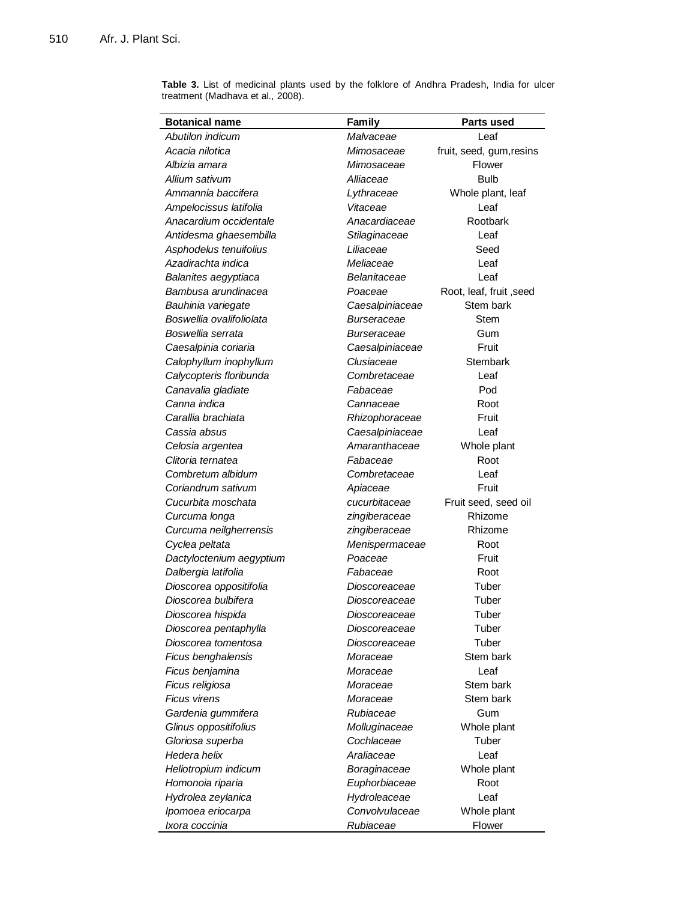**Table 3.** List of medicinal plants used by the folklore of Andhra Pradesh, India for ulcer treatment (Madhava et al., 2008).

| Botanical name | Family | Parts used |
|---|---|---|
| *Abutilon indicum* | *Malvaceae* | Leaf |
| *Acacia nilotica* | *Mimosaceae* | fruit, seed, gum,resins |
| *Albizia amara* | *Mimosaceae* | Flower |
| *Allium sativum* | *Alliaceae* | Bulb |
| *Ammannia baccifera* | *Lythraceae* | Whole plant, leaf |
| *Ampelocissus latifolia* | *Vitaceae* | Leaf |
| *Anacardium occidentale* | *Anacardiaceae* | Rootbark |
| *Antidesma ghaesembilla* | *Stilaginaceae* | Leaf |
| *Asphodelus tenuifolius* | *Liliaceae* | Seed |
| *Azadirachta indica* | *Meliaceae* | Leaf |
| *Balanites aegyptiaca* | *Belanitaceae* | Leaf |
| *Bambusa arundinacea* | *Poaceae* | Root, leaf, fruit ,seed |
| *Bauhinia variegate* | *Caesalpiniaceae* | Stem bark |
| *Boswellia ovalifoliolata* | *Burseraceae* | Stem |
| *Boswellia serrata* | *Burseraceae* | Gum |
| *Caesalpinia coriaria* | *Caesalpiniaceae* | Fruit |
| *Calophyllum inophyllum* | *Clusiaceae* | Stembark |
| *Calycopteris floribunda* | *Combretaceae* | Leaf |
| *Canavalia gladiate* | *Fabaceae* | Pod |
| *Canna indica* | *Cannaceae* | Root |
| *Carallia brachiata* | *Rhizophoraceae* | Fruit |
| *Cassia absus* | *Caesalpiniaceae* | Leaf |
| *Celosia argentea* | *Amaranthaceae* | Whole plant |
| *Clitoria ternatea* | *Fabaceae* | Root |
| *Combretum albidum* | *Combretaceae* | Leaf |
| *Coriandrum sativum* | *Apiaceae* | Fruit |
| *Cucurbita moschata* | *cucurbitaceae* | Fruit seed, seed oil |
| *Curcuma longa* | *zingiberaceae* | Rhizome |
| *Curcuma neilgherrensis* | *zingiberaceae* | Rhizome |
| *Cyclea peltata* | *Menispermaceae* | Root |
| *Dactyloctenium aegyptium* | *Poaceae* | Fruit |
| *Dalbergia latifolia* | *Fabaceae* | Root |
| *Dioscorea oppositifolia* | *Dioscoreaceae* | Tuber |
| *Dioscorea bulbifera* | *Dioscoreaceae* | Tuber |
| *Dioscorea hispida* | *Dioscoreaceae* | Tuber |
| *Dioscorea pentaphylla* | *Dioscoreaceae* | Tuber |
| *Dioscorea tomentosa* | *Dioscoreaceae* | Tuber |
| *Ficus benghalensis* | *Moraceae* | Stem bark |
| *Ficus benjamina* | *Moraceae* | Leaf |
| *Ficus religiosa* | *Moraceae* | Stem bark |
| *Ficus virens* | *Moraceae* | Stem bark |
| *Gardenia gummifera* | *Rubiaceae* | Gum |
| *Glinus oppositifolius* | *Molluginaceae* | Whole plant |
| *Gloriosa superba* | *Cochlaceae* | Tuber |
| *Hedera helix* | *Araliaceae* | Leaf |
| *Heliotropium indicum* | *Boraginaceae* | Whole plant |
| *Homonoia riparia* | *Euphorbiaceae* | Root |
| *Hydrolea zeylanica* | *Hydroleaceae* | Leaf |
| *Ipomoea eriocarpa* | *Convolvulaceae* | Whole plant |
| *Ixora coccinia* | *Rubiaceae* | Flower |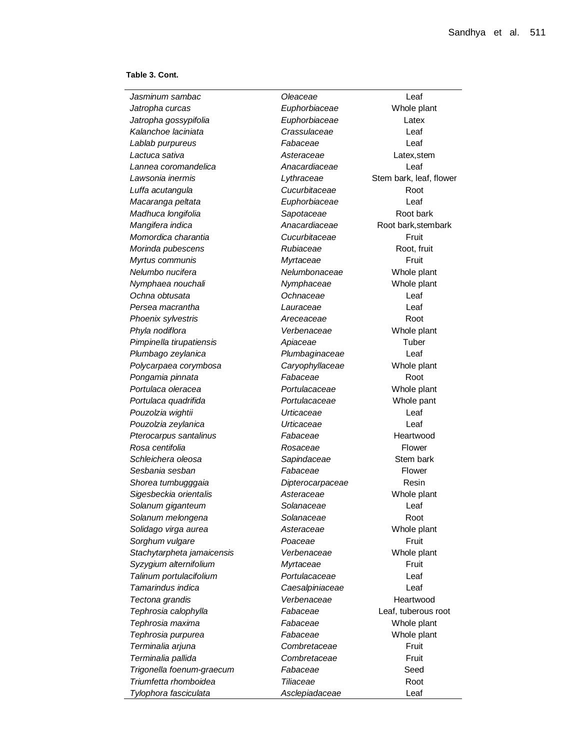**Table 3. Cont.**

| | | |
|---|---|---|
| *Jasminum sambac* | *Oleaceae* | Leaf |
| *Jatropha curcas* | *Euphorbiaceae* | Whole plant |
| *Jatropha gossypifolia* | *Euphorbiaceae* | Latex |
| *Kalanchoe laciniata* | *Crassulaceae* | Leaf |
| *Lablab purpureus* | *Fabaceae* | Leaf |
| *Lactuca sativa* | *Asteraceae* | Latex,stem |
| *Lannea coromandelica* | *Anacardiaceae* | Leaf |
| *Lawsonia inermis* | *Lythraceae* | Stem bark, leaf, flower |
| *Luffa acutangula* | *Cucurbitaceae* | Root |
| *Macaranga peltata* | *Euphorbiaceae* | Leaf |
| *Madhuca longifolia* | *Sapotaceae* | Root bark |
| *Mangifera indica* | *Anacardiaceae* | Root bark,stembark |
| *Momordica charantia* | *Cucurbitaceae* | Fruit |
| *Morinda pubescens* | *Rubiaceae* | Root, fruit |
| *Myrtus communis* | *Myrtaceae* | Fruit |
| *Nelumbo nucifera* | *Nelumbonaceae* | Whole plant |
| *Nymphaea nouchali* | *Nymphaceae* | Whole plant |
| *Ochna obtusata* | *Ochnaceae* | Leaf |
| *Persea macrantha* | *Lauraceae* | Leaf |
| *Phoenix sylvestris* | *Areceaceae* | Root |
| *Phyla nodiflora* | *Verbenaceae* | Whole plant |
| *Pimpinella tirupatiensis* | *Apiaceae* | Tuber |
| *Plumbago zeylanica* | *Plumbaginaceae* | Leaf |
| *Polycarpaea corymbosa* | *Caryophyllaceae* | Whole plant |
| *Pongamia pinnata* | *Fabaceae* | Root |
| *Portulaca oleracea* | *Portulacaceae* | Whole plant |
| *Portulaca quadrifida* | *Portulacaceae* | Whole pant |
| *Pouzolzia wightii* | *Urticaceae* | Leaf |
| *Pouzolzia zeylanica* | *Urticaceae* | Leaf |
| *Pterocarpus santalinus* | *Fabaceae* | Heartwood |
| *Rosa centifolia* | *Rosaceae* | Flower |
| *Schleichera oleosa* | *Sapindaceae* | Stem bark |
| *Sesbania sesban* | *Fabaceae* | Flower |
| *Shorea tumbugggaia* | *Dipterocarpaceae* | Resin |
| *Sigesbeckia orientalis* | *Asteraceae* | Whole plant |
| *Solanum giganteum* | *Solanaceae* | Leaf |
| *Solanum melongena* | *Solanaceae* | Root |
| *Solidago virga aurea* | *Asteraceae* | Whole plant |
| *Sorghum vulgare* | *Poaceae* | Fruit |
| *Stachytarpheta jamaicensis* | *Verbenaceae* | Whole plant |
| *Syzygium alternifolium* | *Myrtaceae* | Fruit |
| *Talinum portulacifolium* | *Portulacaceae* | Leaf |
| *Tamarindus indica* | *Caesalpiniaceae* | Leaf |
| *Tectona grandis* | *Verbenaceae* | Heartwood |
| *Tephrosia calophylla* | *Fabaceae* | Leaf, tuberous root |
| *Tephrosia maxima* | *Fabaceae* | Whole plant |
| *Tephrosia purpurea* | *Fabaceae* | Whole plant |
| *Terminalia arjuna* | *Combretaceae* | Fruit |
| *Terminalia pallida* | *Combretaceae* | Fruit |
| *Trigonella foenum-graecum* | *Fabaceae* | Seed |
| *Triumfetta rhomboidea* | *Tiliaceae* | Root |
| *Tylophora fasciculata* | *Asclepiadaceae* | Leaf |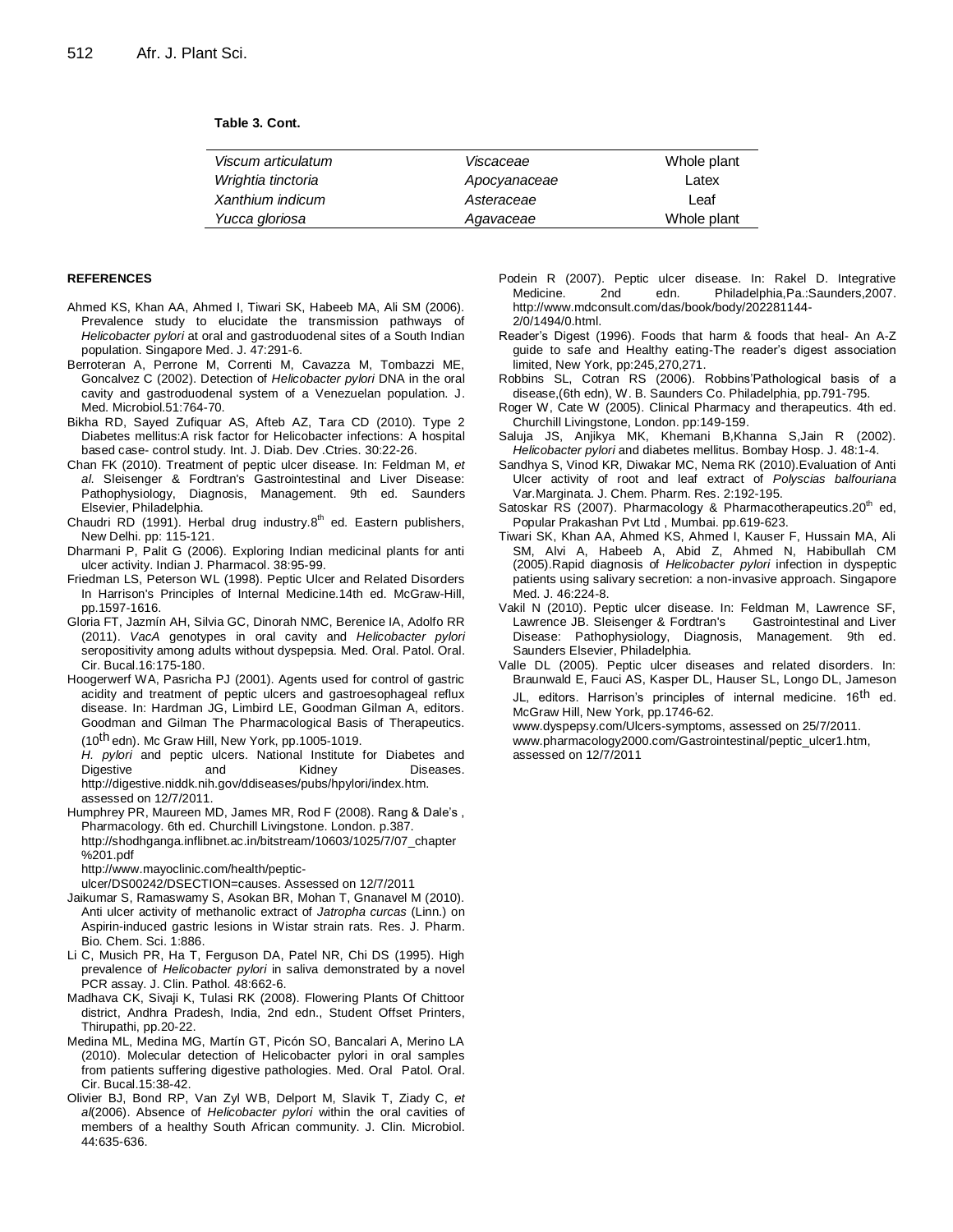**Table 3. Cont.**

| | | |
|---|---|---|
| *Viscum articulatum* | *Viscaceae* | Whole plant |
| *Wrightia tinctoria* | *Apocyanaceae* | Latex |
| *Xanthium indicum* | *Asteraceae* | Leaf |
| *Yucca gloriosa* | *Agavaceae* | Whole plant |

## REFERENCES

Ahmed KS, Khan AA, Ahmed I, Tiwari SK, Habeeb MA, Ali SM (2006). Prevalence study to elucidate the transmission pathways of *Helicobacter pylori* at oral and gastroduodenal sites of a South Indian population. Singapore Med. J. 47:291-6.

Berroteran A, Perrone M, Correnti M, Cavazza M, Tombazzi ME, Goncalvez C (2002). Detection of *Helicobacter pylori* DNA in the oral cavity and gastroduodenal system of a Venezuelan population. J. Med. Microbiol.51:764-70.

Bikha RD, Sayed Zufiquar AS, Afteb AZ, Tara CD (2010). Type 2 Diabetes mellitus:A risk factor for Helicobacter infections: A hospital based case- control study. Int. J. Diab. Dev .Ctries. 30:22-26.

Chan FK (2010). Treatment of peptic ulcer disease. In: Feldman M, *et al*. Sleisenger & Fordtran's Gastrointestinal and Liver Disease: Pathophysiology, Diagnosis, Management. 9th ed. Saunders Elsevier, Philadelphia.

Chaudri RD (1991). Herbal drug industry.8th ed. Eastern publishers, New Delhi. pp: 115-121.

Dharmani P, Palit G (2006). Exploring Indian medicinal plants for anti ulcer activity. Indian J. Pharmacol. 38:95-99.

Friedman LS, Peterson WL (1998). Peptic Ulcer and Related Disorders In Harrison's Principles of Internal Medicine.14th ed. McGraw-Hill, pp.1597-1616.

Gloria FT, Jazmín AH, Silvia GC, Dinorah NMC, Berenice IA, Adolfo RR (2011). *VacA* genotypes in oral cavity and *Helicobacter pylori* seropositivity among adults without dyspepsia. Med. Oral. Patol. Oral. Cir. Bucal.16:175-180.

Hoogerwerf WA, Pasricha PJ (2001). Agents used for control of gastric acidity and treatment of peptic ulcers and gastroesophageal reflux disease. In: Hardman JG, Limbird LE, Goodman Gilman A, editors. Goodman and Gilman The Pharmacological Basis of Therapeutics. (10th edn). Mc Graw Hill, New York, pp.1005-1019.

*H. pylori* and peptic ulcers. National Institute for Diabetes and Digestive and Kidney Diseases. http://digestive.niddk.nih.gov/ddiseases/pubs/hpylori/index.htm. assessed on 12/7/2011.

Humphrey PR, Maureen MD, James MR, Rod F (2008). Rang & Dale's , Pharmacology. 6th ed. Churchill Livingstone. London. p.387.

http://shodhganga.inflibnet.ac.in/bitstream/10603/1025/7/07_chapter%201.pdf

http://www.mayoclinic.com/health/peptic-ulcer/DS00242/DSECTION=causes. Assessed on 12/7/2011

Jaikumar S, Ramaswamy S, Asokan BR, Mohan T, Gnanavel M (2010). Anti ulcer activity of methanolic extract of *Jatropha curcas* (Linn.) on Aspirin-induced gastric lesions in Wistar strain rats. Res. J. Pharm. Bio. Chem. Sci. 1:886.

Li C, Musich PR, Ha T, Ferguson DA, Patel NR, Chi DS (1995). High prevalence of *Helicobacter pylori* in saliva demonstrated by a novel PCR assay. J. Clin. Pathol. 48:662-6.

Madhava CK, Sivaji K, Tulasi RK (2008). Flowering Plants Of Chittoor district, Andhra Pradesh, India, 2nd edn., Student Offset Printers, Thirupathi, pp.20-22.

Medina ML, Medina MG, Martín GT, Picón SO, Bancalari A, Merino LA (2010). Molecular detection of Helicobacter pylori in oral samples from patients suffering digestive pathologies. Med. Oral Patol. Oral. Cir. Bucal.15:38-42.

Olivier BJ, Bond RP, Van Zyl WB, Delport M, Slavik T, Ziady C, *et al*(2006). Absence of *Helicobacter pylori* within the oral cavities of members of a healthy South African community. J. Clin. Microbiol. 44:635-636.

Podein R (2007). Peptic ulcer disease. In: Rakel D. Integrative Medicine. 2nd edn. Philadelphia,Pa.:Saunders,2007. http://www.mdconsult.com/das/book/body/202281144-2/0/1494/0.html.

Reader's Digest (1996). Foods that harm & foods that heal- An A-Z guide to safe and Healthy eating-The reader's digest association limited, New York, pp:245,270,271.

Robbins SL, Cotran RS (2006). Robbins'Pathological basis of a disease,(6th edn), W. B. Saunders Co. Philadelphia, pp.791-795.

Roger W, Cate W (2005). Clinical Pharmacy and therapeutics. 4th ed. Churchill Livingstone, London. pp:149-159.

Saluja JS, Anjikya MK, Khemani B,Khanna S,Jain R (2002). *Helicobacter pylori* and diabetes mellitus. Bombay Hosp. J. 48:1-4.

Sandhya S, Vinod KR, Diwakar MC, Nema RK (2010).Evaluation of Anti Ulcer activity of root and leaf extract of *Polyscias balfouriana* Var.Marginata. J. Chem. Pharm. Res. 2:192-195.

Satoskar RS (2007). Pharmacology & Pharmacotherapeutics.20th ed, Popular Prakashan Pvt Ltd , Mumbai. pp.619-623.

Tiwari SK, Khan AA, Ahmed KS, Ahmed I, Kauser F, Hussain MA, Ali SM, Alvi A, Habeeb A, Abid Z, Ahmed N, Habibullah CM (2005).Rapid diagnosis of *Helicobacter pylori* infection in dyspeptic patients using salivary secretion: a non-invasive approach. Singapore Med. J. 46:224-8.

Vakil N (2010). Peptic ulcer disease. In: Feldman M, Lawrence SF, Lawrence JB. Sleisenger & Fordtran's Gastrointestinal and Liver Disease: Pathophysiology, Diagnosis, Management. 9th ed. Saunders Elsevier, Philadelphia.

Valle DL (2005). Peptic ulcer diseases and related disorders. In: Braunwald E, Fauci AS, Kasper DL, Hauser SL, Longo DL, Jameson JL, editors. Harrison's principles of internal medicine. 16th ed. McGraw Hill, New York, pp.1746-62.

www.dyspepsy.com/Ulcers-symptoms, assessed on 25/7/2011.

www.pharmacology2000.com/Gastrointestinal/peptic_ulcer1.htm, assessed on 12/7/2011